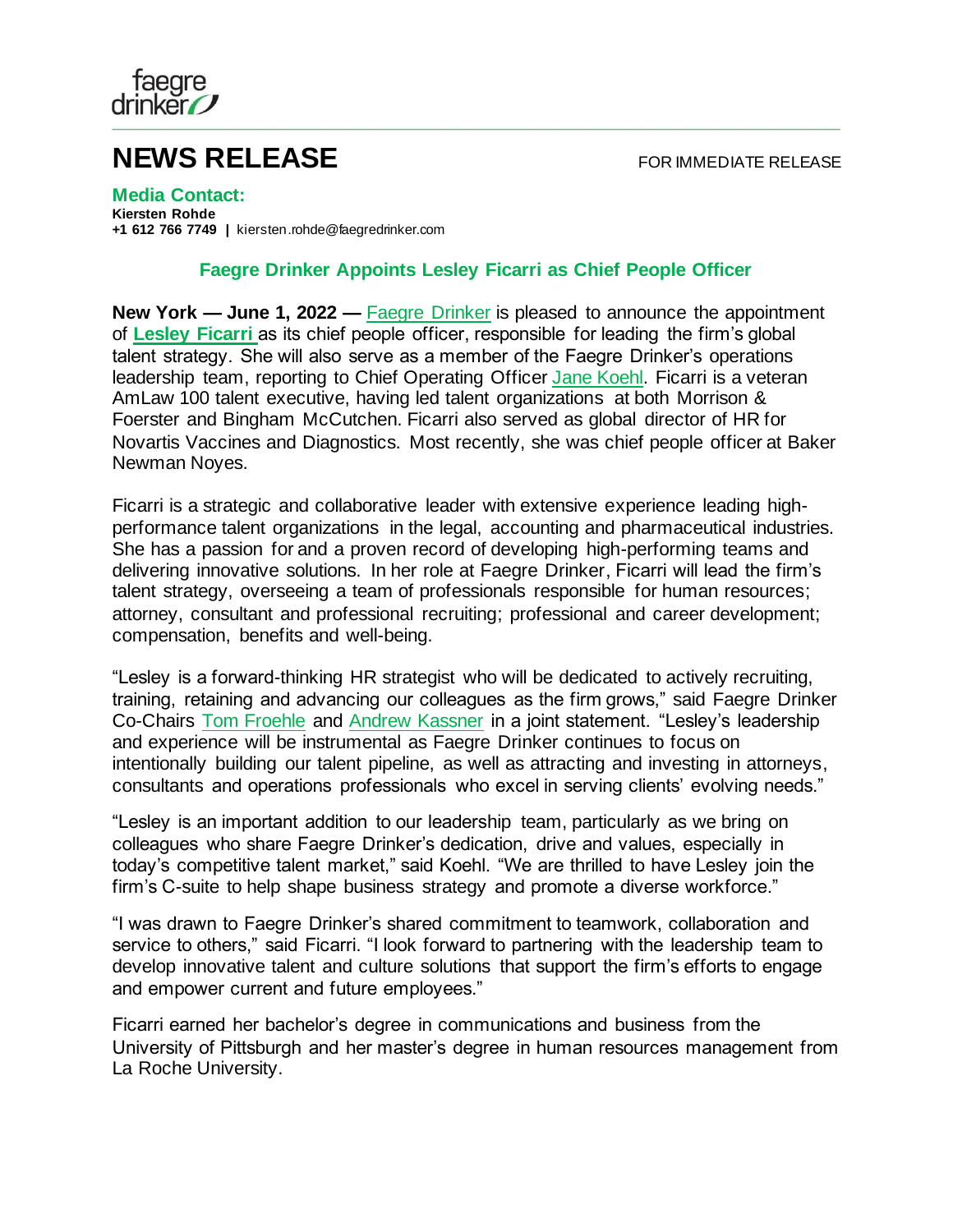faegre drinker

# NEWS RELEASE

FOR IMMEDIATE RELEASE

**Media Contact:**
**Kiersten Rohde**
**+1 612 766 7749 |** kiersten.rohde@faegredrinker.com

## Faegre Drinker Appoints Lesley Ficarri as Chief People Officer

**New York — June 1, 2022 —** Faegre Drinker is pleased to announce the appointment of **Lesley Ficarri** as its chief people officer, responsible for leading the firm's global talent strategy. She will also serve as a member of the Faegre Drinker's operations leadership team, reporting to Chief Operating Officer Jane Koehl. Ficarri is a veteran AmLaw 100 talent executive, having led talent organizations at both Morrison & Foerster and Bingham McCutchen. Ficarri also served as global director of HR for Novartis Vaccines and Diagnostics. Most recently, she was chief people officer at Baker Newman Noyes.

Ficarri is a strategic and collaborative leader with extensive experience leading high-performance talent organizations in the legal, accounting and pharmaceutical industries. She has a passion for and a proven record of developing high-performing teams and delivering innovative solutions. In her role at Faegre Drinker, Ficarri will lead the firm's talent strategy, overseeing a team of professionals responsible for human resources; attorney, consultant and professional recruiting; professional and career development; compensation, benefits and well-being.

"Lesley is a forward-thinking HR strategist who will be dedicated to actively recruiting, training, retaining and advancing our colleagues as the firm grows," said Faegre Drinker Co-Chairs Tom Froehle and Andrew Kassner in a joint statement. "Lesley's leadership and experience will be instrumental as Faegre Drinker continues to focus on intentionally building our talent pipeline, as well as attracting and investing in attorneys, consultants and operations professionals who excel in serving clients' evolving needs."

"Lesley is an important addition to our leadership team, particularly as we bring on colleagues who share Faegre Drinker's dedication, drive and values, especially in today's competitive talent market," said Koehl. "We are thrilled to have Lesley join the firm's C-suite to help shape business strategy and promote a diverse workforce."

"I was drawn to Faegre Drinker's shared commitment to teamwork, collaboration and service to others," said Ficarri. "I look forward to partnering with the leadership team to develop innovative talent and culture solutions that support the firm's efforts to engage and empower current and future employees."

Ficarri earned her bachelor's degree in communications and business from the University of Pittsburgh and her master's degree in human resources management from La Roche University.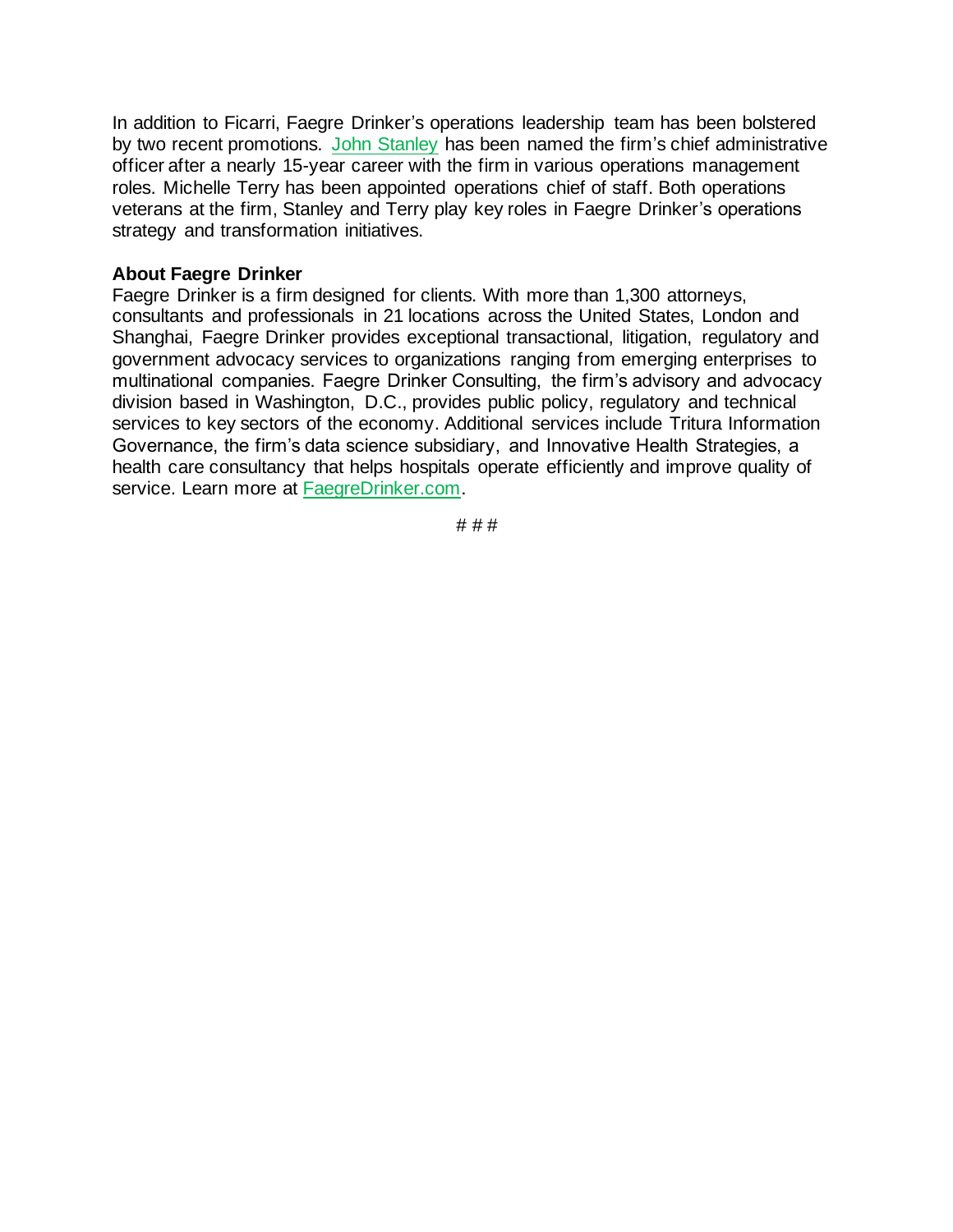In addition to Ficarri, Faegre Drinker's operations leadership team has been bolstered by two recent promotions. John Stanley has been named the firm's chief administrative officer after a nearly 15-year career with the firm in various operations management roles. Michelle Terry has been appointed operations chief of staff. Both operations veterans at the firm, Stanley and Terry play key roles in Faegre Drinker's operations strategy and transformation initiatives.

**About Faegre Drinker**

Faegre Drinker is a firm designed for clients. With more than 1,300 attorneys, consultants and professionals in 21 locations across the United States, London and Shanghai, Faegre Drinker provides exceptional transactional, litigation, regulatory and government advocacy services to organizations ranging from emerging enterprises to multinational companies. Faegre Drinker Consulting, the firm's advisory and advocacy division based in Washington, D.C., provides public policy, regulatory and technical services to key sectors of the economy. Additional services include Tritura Information Governance, the firm's data science subsidiary, and Innovative Health Strategies, a health care consultancy that helps hospitals operate efficiently and improve quality of service. Learn more at FaegreDrinker.com.

# # #